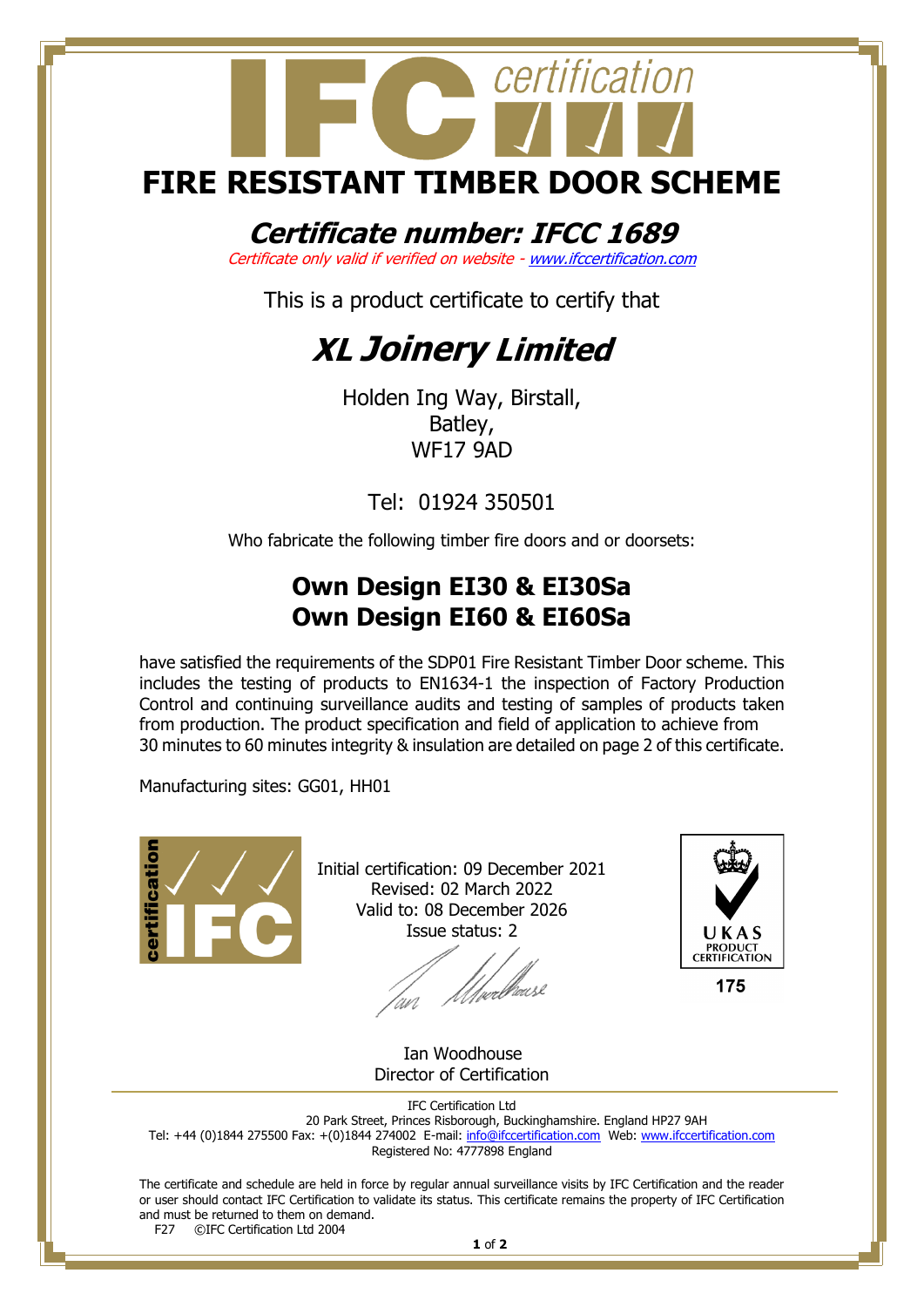# FIRE RESISTANT TIMBER DOOR SCHEME

## *Certificate number: IFCC 1689*

*Certificate only valid if verified on website - www.ifccertification.com*

This is a product certificate to certify that

# *XL Joinery Limited*

Holden Ing Way, Birstall,
Batley,
WF17 9AD

Tel: 01924 350501

Who fabricate the following timber fire doors and or doorsets:

## Own Design EI30 & EI30Sa
## Own Design EI60 & EI60Sa

have satisfied the requirements of the SDP01 Fire Resistant Timber Door scheme. This includes the testing of products to EN1634-1 the inspection of Factory Production Control and continuing surveillance audits and testing of samples of products taken from production. The product specification and field of application to achieve from 30 minutes to 60 minutes integrity & insulation are detailed on page 2 of this certificate.

Manufacturing sites: GG01, HH01

Initial certification: 09 December 2021
Revised: 02 March 2022
Valid to: 08 December 2026
Issue status: 2

UKAS PRODUCT CERTIFICATION 175

Ian Woodhouse
Director of Certification

IFC Certification Ltd
20 Park Street, Princes Risborough, Buckinghamshire. England HP27 9AH
Tel: +44 (0)1844 275500 Fax: +(0)1844 274002 E-mail: info@ifccertification.com Web: www.ifccertification.com
Registered No: 4777898 England

The certificate and schedule are held in force by regular annual surveillance visits by IFC Certification and the reader or user should contact IFC Certification to validate its status. This certificate remains the property of IFC Certification and must be returned to them on demand.

F27 ©IFC Certification Ltd 2004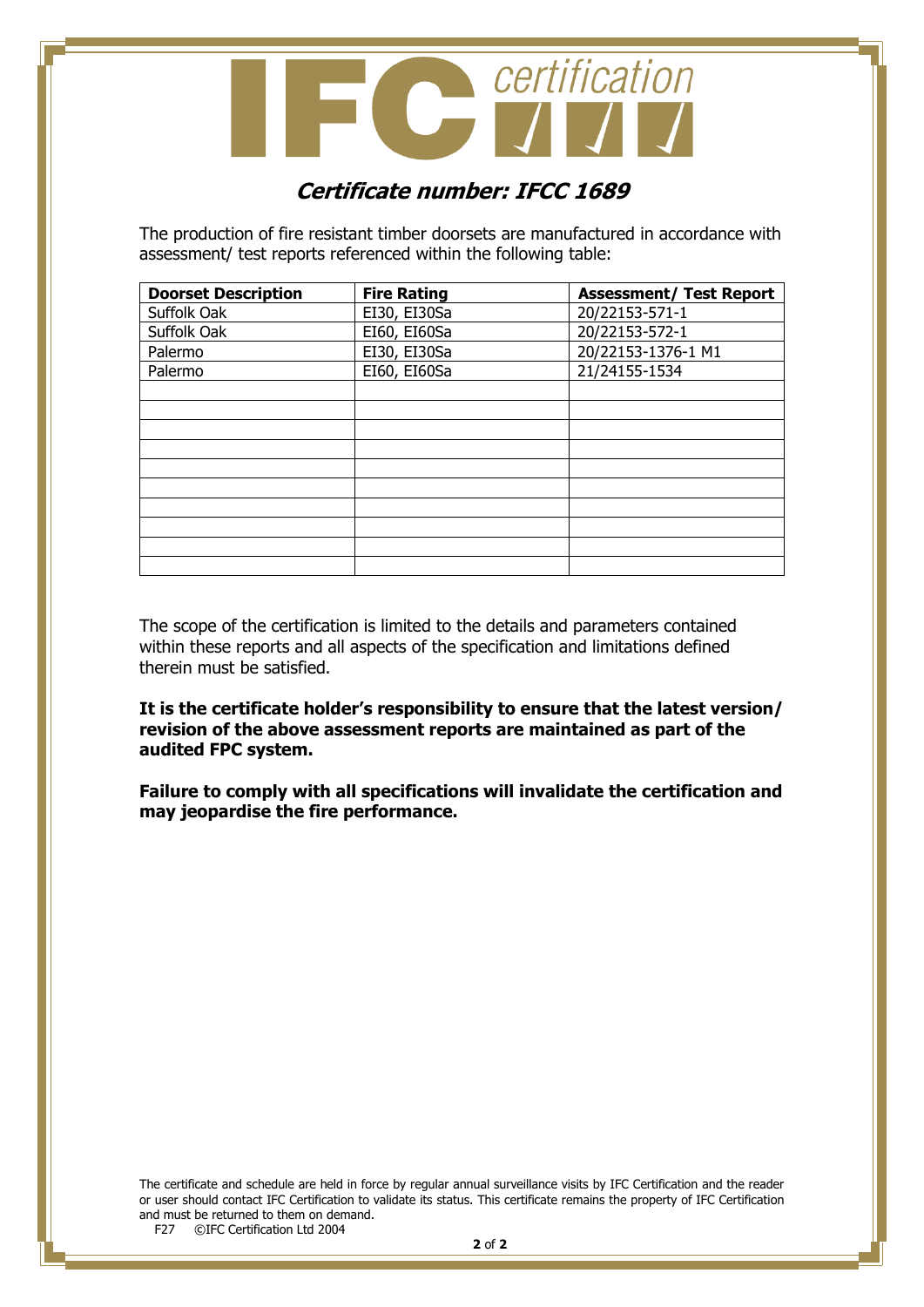# IFC certification

## *Certificate number: IFCC 1689*

The production of fire resistant timber doorsets are manufactured in accordance with assessment/ test reports referenced within the following table:

| Doorset Description | Fire Rating | Assessment/ Test Report |
|---|---|---|
| Suffolk Oak | EI30, EI30Sa | 20/22153-571-1 |
| Suffolk Oak | EI60, EI60Sa | 20/22153-572-1 |
| Palermo | EI30, EI30Sa | 20/22153-1376-1 M1 |
| Palermo | EI60, EI60Sa | 21/24155-1534 |
| | | |
| | | |
| | | |
| | | |
| | | |
| | | |
| | | |
| | | |
| | | |
| | | |

The scope of the certification is limited to the details and parameters contained within these reports and all aspects of the specification and limitations defined therein must be satisfied.

**It is the certificate holder's responsibility to ensure that the latest version/ revision of the above assessment reports are maintained as part of the audited FPC system.**

**Failure to comply with all specifications will invalidate the certification and may jeopardise the fire performance.**

The certificate and schedule are held in force by regular annual surveillance visits by IFC Certification and the reader or user should contact IFC Certification to validate its status. This certificate remains the property of IFC Certification and must be returned to them on demand.

F27 ©IFC Certification Ltd 2004